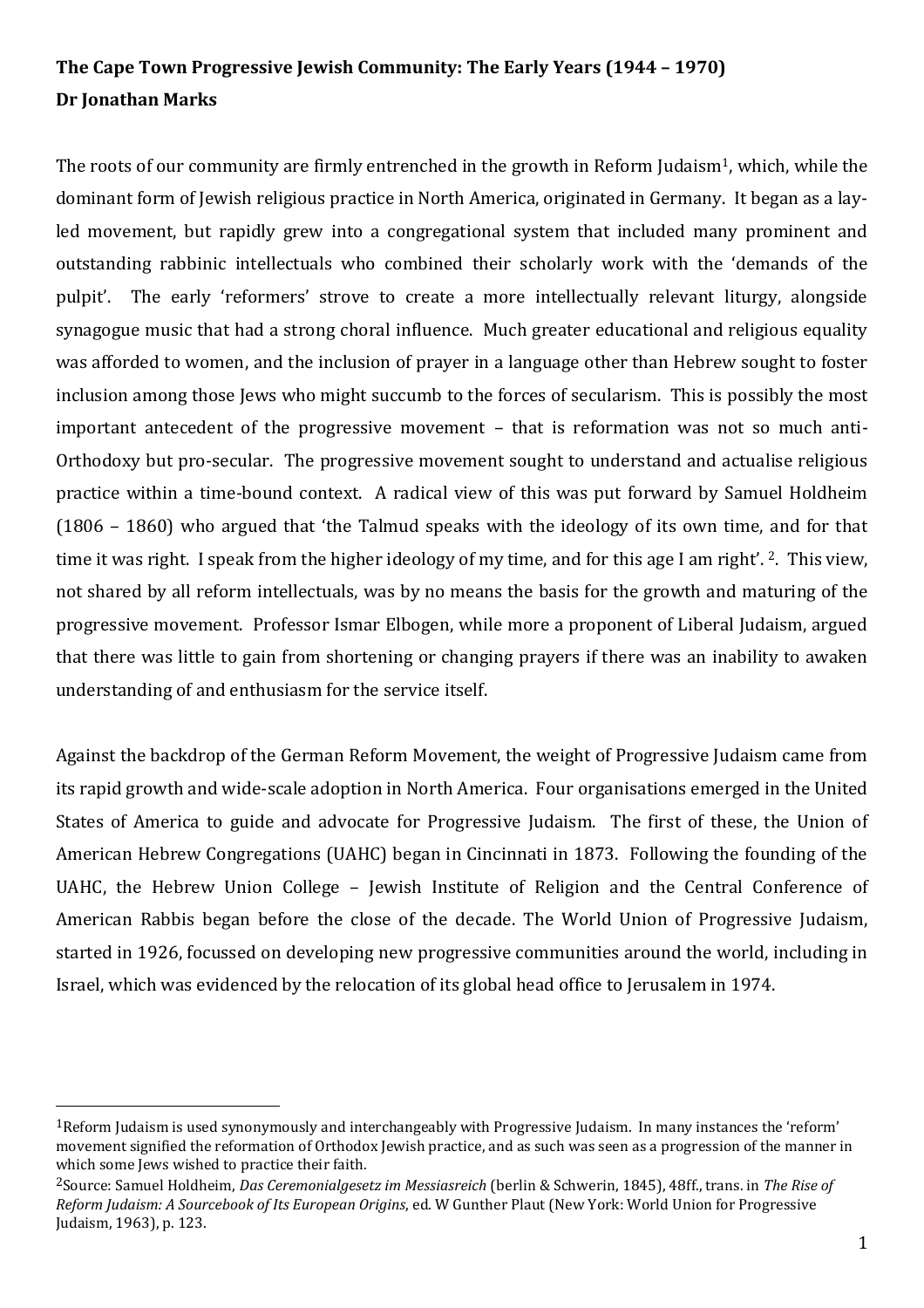**The Cape Town Progressive Jewish Community: The Early Years (1944 – 1970)**
**Dr Jonathan Marks**

The roots of our community are firmly entrenched in the growth in Reform Judaism[1], which, while the dominant form of Jewish religious practice in North America, originated in Germany. It began as a lay-led movement, but rapidly grew into a congregational system that included many prominent and outstanding rabbinic intellectuals who combined their scholarly work with the 'demands of the pulpit'. The early 'reformers' strove to create a more intellectually relevant liturgy, alongside synagogue music that had a strong choral influence. Much greater educational and religious equality was afforded to women, and the inclusion of prayer in a language other than Hebrew sought to foster inclusion among those Jews who might succumb to the forces of secularism. This is possibly the most important antecedent of the progressive movement – that is reformation was not so much anti-Orthodoxy but pro-secular. The progressive movement sought to understand and actualise religious practice within a time-bound context. A radical view of this was put forward by Samuel Holdheim (1806 – 1860) who argued that 'the Talmud speaks with the ideology of its own time, and for that time it was right. I speak from the higher ideology of my time, and for this age I am right'. [2]. This view, not shared by all reform intellectuals, was by no means the basis for the growth and maturing of the progressive movement. Professor Ismar Elbogen, while more a proponent of Liberal Judaism, argued that there was little to gain from shortening or changing prayers if there was an inability to awaken understanding of and enthusiasm for the service itself.

Against the backdrop of the German Reform Movement, the weight of Progressive Judaism came from its rapid growth and wide-scale adoption in North America. Four organisations emerged in the United States of America to guide and advocate for Progressive Judaism. The first of these, the Union of American Hebrew Congregations (UAHC) began in Cincinnati in 1873. Following the founding of the UAHC, the Hebrew Union College – Jewish Institute of Religion and the Central Conference of American Rabbis began before the close of the decade. The World Union of Progressive Judaism, started in 1926, focussed on developing new progressive communities around the world, including in Israel, which was evidenced by the relocation of its global head office to Jerusalem in 1974.

---

[1] Reform Judaism is used synonymously and interchangeably with Progressive Judaism. In many instances the 'reform' movement signified the reformation of Orthodox Jewish practice, and as such was seen as a progression of the manner in which some Jews wished to practice their faith.

[2] Source: Samuel Holdheim, *Das Ceremonialgesetz im Messiasreich* (berlin & Schwerin, 1845), 48ff., trans. in *The Rise of Reform Judaism: A Sourcebook of Its European Origins*, ed. W Gunther Plaut (New York: World Union for Progressive Judaism, 1963), p. 123.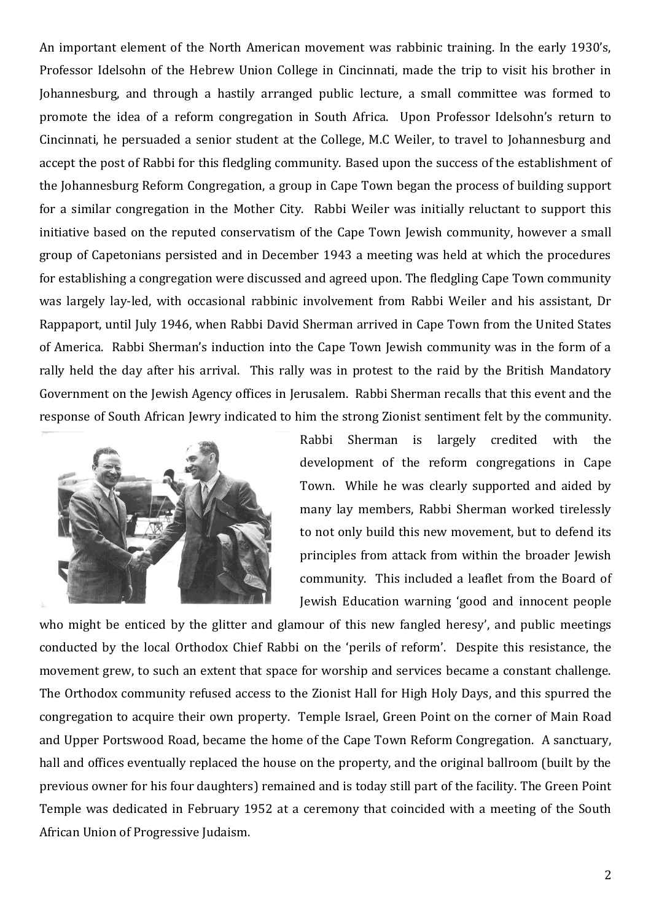An important element of the North American movement was rabbinic training. In the early 1930's, Professor Idelsohn of the Hebrew Union College in Cincinnati, made the trip to visit his brother in Johannesburg, and through a hastily arranged public lecture, a small committee was formed to promote the idea of a reform congregation in South Africa. Upon Professor Idelsohn's return to Cincinnati, he persuaded a senior student at the College, M.C Weiler, to travel to Johannesburg and accept the post of Rabbi for this fledgling community. Based upon the success of the establishment of the Johannesburg Reform Congregation, a group in Cape Town began the process of building support for a similar congregation in the Mother City. Rabbi Weiler was initially reluctant to support this initiative based on the reputed conservatism of the Cape Town Jewish community, however a small group of Capetonians persisted and in December 1943 a meeting was held at which the procedures for establishing a congregation were discussed and agreed upon. The fledgling Cape Town community was largely lay-led, with occasional rabbinic involvement from Rabbi Weiler and his assistant, Dr Rappaport, until July 1946, when Rabbi David Sherman arrived in Cape Town from the United States of America. Rabbi Sherman's induction into the Cape Town Jewish community was in the form of a rally held the day after his arrival. This rally was in protest to the raid by the British Mandatory Government on the Jewish Agency offices in Jerusalem. Rabbi Sherman recalls that this event and the response of South African Jewry indicated to him the strong Zionist sentiment felt by the community.

Rabbi Sherman is largely credited with the development of the reform congregations in Cape Town. While he was clearly supported and aided by many lay members, Rabbi Sherman worked tirelessly to not only build this new movement, but to defend its principles from attack from within the broader Jewish community. This included a leaflet from the Board of Jewish Education warning 'good and innocent people who might be enticed by the glitter and glamour of this new fangled heresy', and public meetings conducted by the local Orthodox Chief Rabbi on the 'perils of reform'. Despite this resistance, the movement grew, to such an extent that space for worship and services became a constant challenge. The Orthodox community refused access to the Zionist Hall for High Holy Days, and this spurred the congregation to acquire their own property. Temple Israel, Green Point on the corner of Main Road and Upper Portswood Road, became the home of the Cape Town Reform Congregation. A sanctuary, hall and offices eventually replaced the house on the property, and the original ballroom (built by the previous owner for his four daughters) remained and is today still part of the facility. The Green Point Temple was dedicated in February 1952 at a ceremony that coincided with a meeting of the South African Union of Progressive Judaism.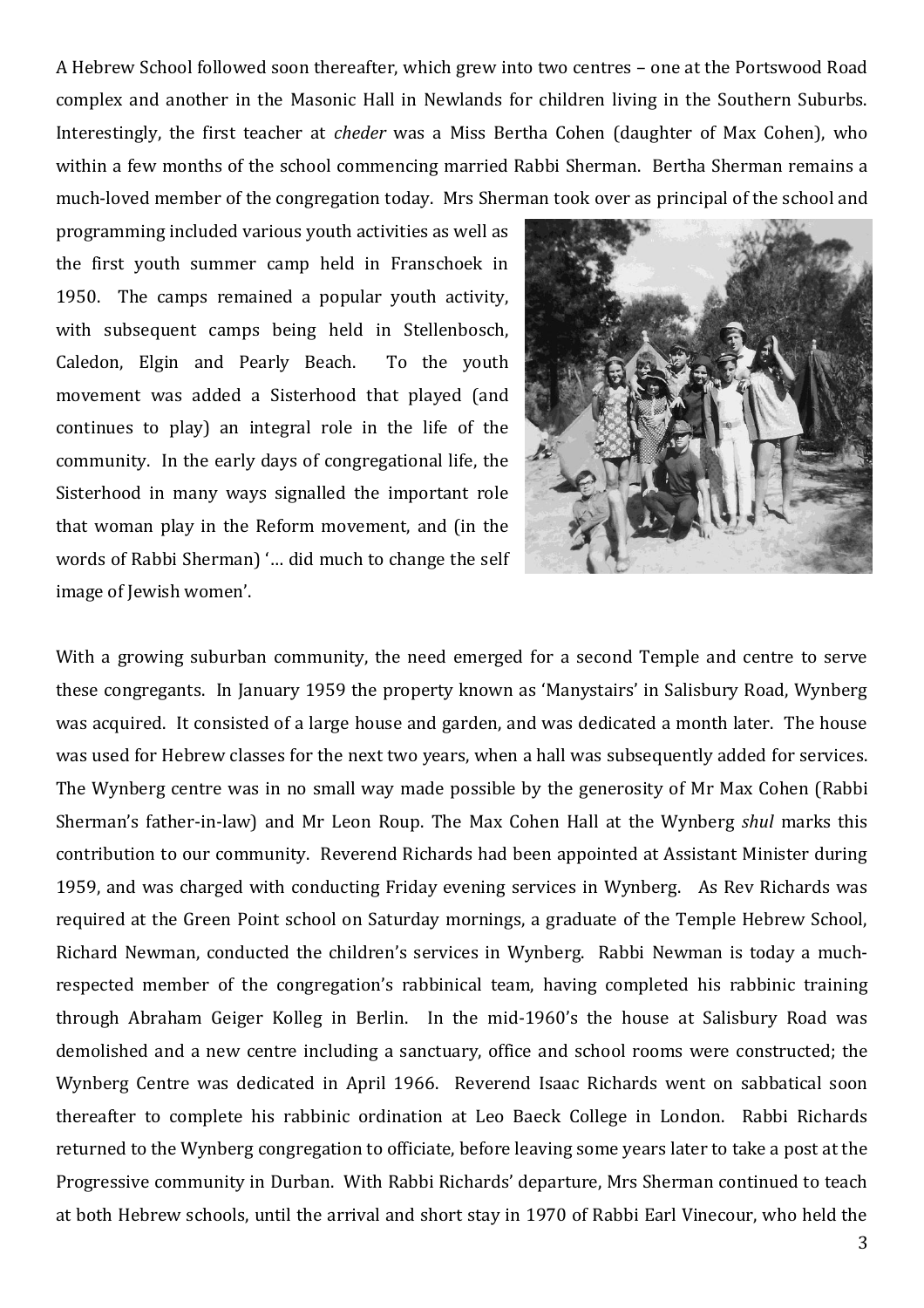A Hebrew School followed soon thereafter, which grew into two centres – one at the Portswood Road complex and another in the Masonic Hall in Newlands for children living in the Southern Suburbs. Interestingly, the first teacher at *cheder* was a Miss Bertha Cohen (daughter of Max Cohen), who within a few months of the school commencing married Rabbi Sherman. Bertha Sherman remains a much-loved member of the congregation today. Mrs Sherman took over as principal of the school and programming included various youth activities as well as the first youth summer camp held in Franschoek in 1950. The camps remained a popular youth activity, with subsequent camps being held in Stellenbosch, Caledon, Elgin and Pearly Beach. To the youth movement was added a Sisterhood that played (and continues to play) an integral role in the life of the community. In the early days of congregational life, the Sisterhood in many ways signalled the important role that woman play in the Reform movement, and (in the words of Rabbi Sherman) '… did much to change the self image of Jewish women'.

With a growing suburban community, the need emerged for a second Temple and centre to serve these congregants. In January 1959 the property known as 'Manystairs' in Salisbury Road, Wynberg was acquired. It consisted of a large house and garden, and was dedicated a month later. The house was used for Hebrew classes for the next two years, when a hall was subsequently added for services. The Wynberg centre was in no small way made possible by the generosity of Mr Max Cohen (Rabbi Sherman's father-in-law) and Mr Leon Roup. The Max Cohen Hall at the Wynberg *shul* marks this contribution to our community. Reverend Richards had been appointed at Assistant Minister during 1959, and was charged with conducting Friday evening services in Wynberg. As Rev Richards was required at the Green Point school on Saturday mornings, a graduate of the Temple Hebrew School, Richard Newman, conducted the children's services in Wynberg. Rabbi Newman is today a much-respected member of the congregation's rabbinical team, having completed his rabbinic training through Abraham Geiger Kolleg in Berlin. In the mid-1960's the house at Salisbury Road was demolished and a new centre including a sanctuary, office and school rooms were constructed; the Wynberg Centre was dedicated in April 1966. Reverend Isaac Richards went on sabbatical soon thereafter to complete his rabbinic ordination at Leo Baeck College in London. Rabbi Richards returned to the Wynberg congregation to officiate, before leaving some years later to take a post at the Progressive community in Durban. With Rabbi Richards' departure, Mrs Sherman continued to teach at both Hebrew schools, until the arrival and short stay in 1970 of Rabbi Earl Vinecour, who held the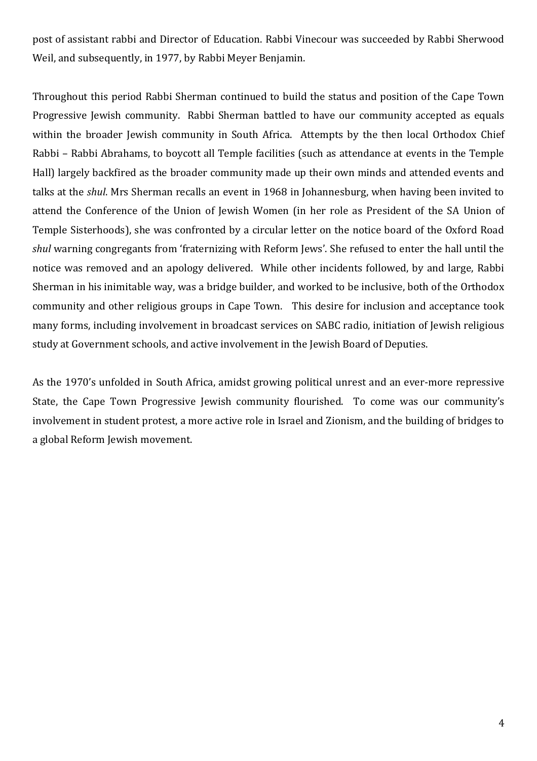post of assistant rabbi and Director of Education. Rabbi Vinecour was succeeded by Rabbi Sherwood Weil, and subsequently, in 1977, by Rabbi Meyer Benjamin.

Throughout this period Rabbi Sherman continued to build the status and position of the Cape Town Progressive Jewish community. Rabbi Sherman battled to have our community accepted as equals within the broader Jewish community in South Africa. Attempts by the then local Orthodox Chief Rabbi – Rabbi Abrahams, to boycott all Temple facilities (such as attendance at events in the Temple Hall) largely backfired as the broader community made up their own minds and attended events and talks at the *shul*. Mrs Sherman recalls an event in 1968 in Johannesburg, when having been invited to attend the Conference of the Union of Jewish Women (in her role as President of the SA Union of Temple Sisterhoods), she was confronted by a circular letter on the notice board of the Oxford Road *shul* warning congregants from 'fraternizing with Reform Jews'. She refused to enter the hall until the notice was removed and an apology delivered. While other incidents followed, by and large, Rabbi Sherman in his inimitable way, was a bridge builder, and worked to be inclusive, both of the Orthodox community and other religious groups in Cape Town. This desire for inclusion and acceptance took many forms, including involvement in broadcast services on SABC radio, initiation of Jewish religious study at Government schools, and active involvement in the Jewish Board of Deputies.

As the 1970's unfolded in South Africa, amidst growing political unrest and an ever-more repressive State, the Cape Town Progressive Jewish community flourished. To come was our community's involvement in student protest, a more active role in Israel and Zionism, and the building of bridges to a global Reform Jewish movement.